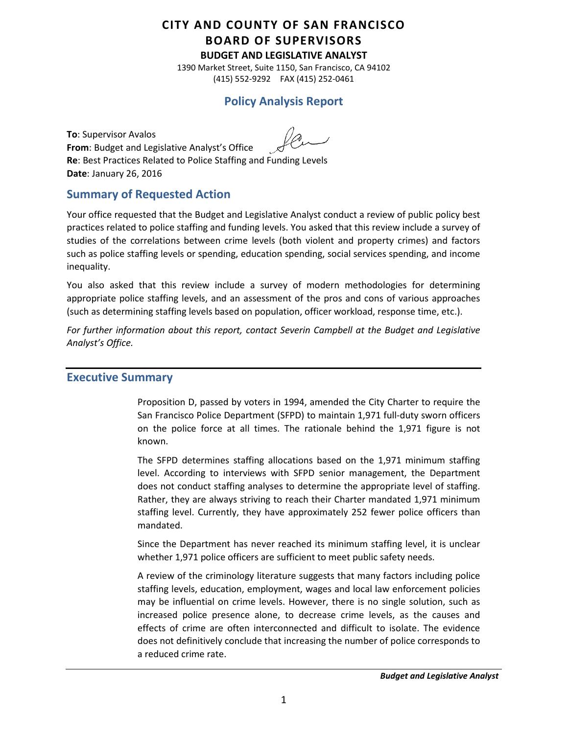# CITY AND COUNTY OF SAN FRANCISCO
# BOARD OF SUPERVISORS

**BUDGET AND LEGISLATIVE ANALYST**

1390 Market Street, Suite 1150, San Francisco, CA 94102
(415) 552-9292 FAX (415) 252-0461

## Policy Analysis Report

**To**: Supervisor Avalos
**From**: Budget and Legislative Analyst's Office
**Re**: Best Practices Related to Police Staffing and Funding Levels
**Date**: January 26, 2016

## Summary of Requested Action

Your office requested that the Budget and Legislative Analyst conduct a review of public policy best practices related to police staffing and funding levels. You asked that this review include a survey of studies of the correlations between crime levels (both violent and property crimes) and factors such as police staffing levels or spending, education spending, social services spending, and income inequality.

You also asked that this review include a survey of modern methodologies for determining appropriate police staffing levels, and an assessment of the pros and cons of various approaches (such as determining staffing levels based on population, officer workload, response time, etc.).

*For further information about this report, contact Severin Campbell at the Budget and Legislative Analyst's Office.*

## Executive Summary

Proposition D, passed by voters in 1994, amended the City Charter to require the San Francisco Police Department (SFPD) to maintain 1,971 full-duty sworn officers on the police force at all times. The rationale behind the 1,971 figure is not known.

The SFPD determines staffing allocations based on the 1,971 minimum staffing level. According to interviews with SFPD senior management, the Department does not conduct staffing analyses to determine the appropriate level of staffing. Rather, they are always striving to reach their Charter mandated 1,971 minimum staffing level. Currently, they have approximately 252 fewer police officers than mandated.

Since the Department has never reached its minimum staffing level, it is unclear whether 1,971 police officers are sufficient to meet public safety needs.

A review of the criminology literature suggests that many factors including police staffing levels, education, employment, wages and local law enforcement policies may be influential on crime levels. However, there is no single solution, such as increased police presence alone, to decrease crime levels, as the causes and effects of crime are often interconnected and difficult to isolate. The evidence does not definitively conclude that increasing the number of police corresponds to a reduced crime rate.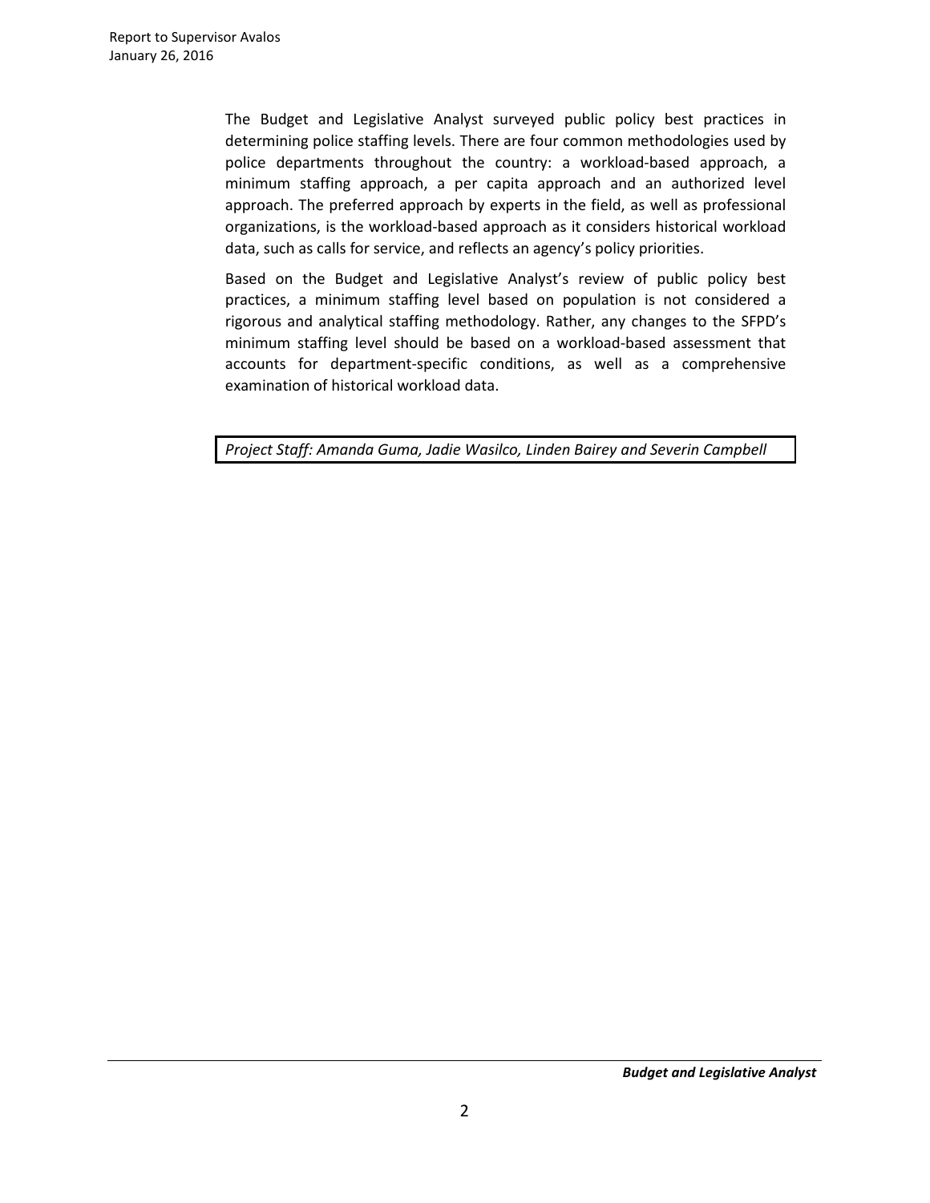The Budget and Legislative Analyst surveyed public policy best practices in determining police staffing levels. There are four common methodologies used by police departments throughout the country: a workload-based approach, a minimum staffing approach, a per capita approach and an authorized level approach. The preferred approach by experts in the field, as well as professional organizations, is the workload-based approach as it considers historical workload data, such as calls for service, and reflects an agency's policy priorities.

Based on the Budget and Legislative Analyst's review of public policy best practices, a minimum staffing level based on population is not considered a rigorous and analytical staffing methodology. Rather, any changes to the SFPD's minimum staffing level should be based on a workload-based assessment that accounts for department-specific conditions, as well as a comprehensive examination of historical workload data.

*Project Staff: Amanda Guma, Jadie Wasilco, Linden Bairey and Severin Campbell*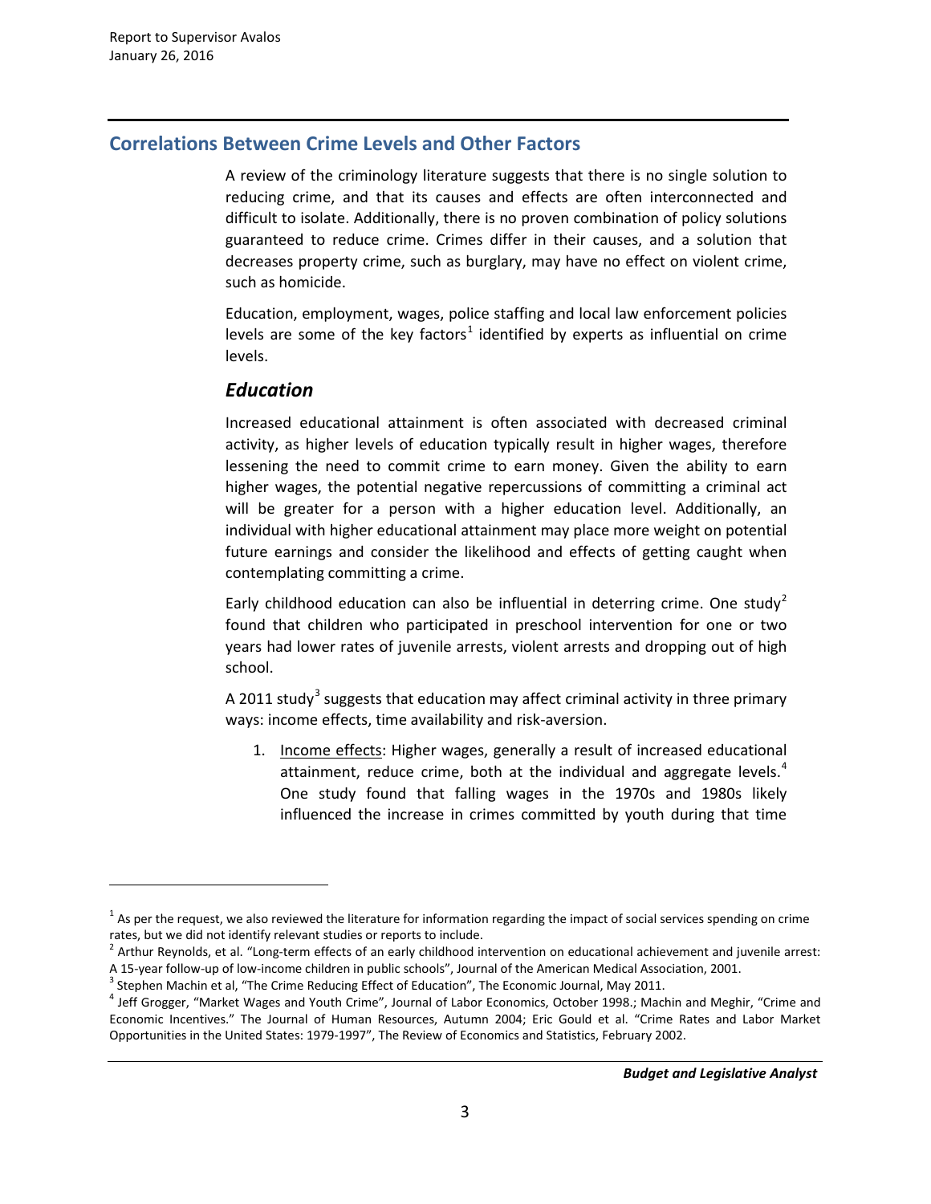## Correlations Between Crime Levels and Other Factors

A review of the criminology literature suggests that there is no single solution to reducing crime, and that its causes and effects are often interconnected and difficult to isolate. Additionally, there is no proven combination of policy solutions guaranteed to reduce crime. Crimes differ in their causes, and a solution that decreases property crime, such as burglary, may have no effect on violent crime, such as homicide.

Education, employment, wages, police staffing and local law enforcement policies levels are some of the key factors[1] identified by experts as influential on crime levels.

### *Education*

Increased educational attainment is often associated with decreased criminal activity, as higher levels of education typically result in higher wages, therefore lessening the need to commit crime to earn money. Given the ability to earn higher wages, the potential negative repercussions of committing a criminal act will be greater for a person with a higher education level. Additionally, an individual with higher educational attainment may place more weight on potential future earnings and consider the likelihood and effects of getting caught when contemplating committing a crime.

Early childhood education can also be influential in deterring crime. One study[2] found that children who participated in preschool intervention for one or two years had lower rates of juvenile arrests, violent arrests and dropping out of high school.

A 2011 study[3] suggests that education may affect criminal activity in three primary ways: income effects, time availability and risk-aversion.

1. <u>Income effects</u>: Higher wages, generally a result of increased educational attainment, reduce crime, both at the individual and aggregate levels.[4] One study found that falling wages in the 1970s and 1980s likely influenced the increase in crimes committed by youth during that time

---

[1] As per the request, we also reviewed the literature for information regarding the impact of social services spending on crime rates, but we did not identify relevant studies or reports to include.

[2] Arthur Reynolds, et al. "Long-term effects of an early childhood intervention on educational achievement and juvenile arrest: A 15-year follow-up of low-income children in public schools", Journal of the American Medical Association, 2001.

[3] Stephen Machin et al, "The Crime Reducing Effect of Education", The Economic Journal, May 2011.

[4] Jeff Grogger, "Market Wages and Youth Crime", Journal of Labor Economics, October 1998.; Machin and Meghir, "Crime and Economic Incentives." The Journal of Human Resources, Autumn 2004; Eric Gould et al. "Crime Rates and Labor Market Opportunities in the United States: 1979-1997", The Review of Economics and Statistics, February 2002.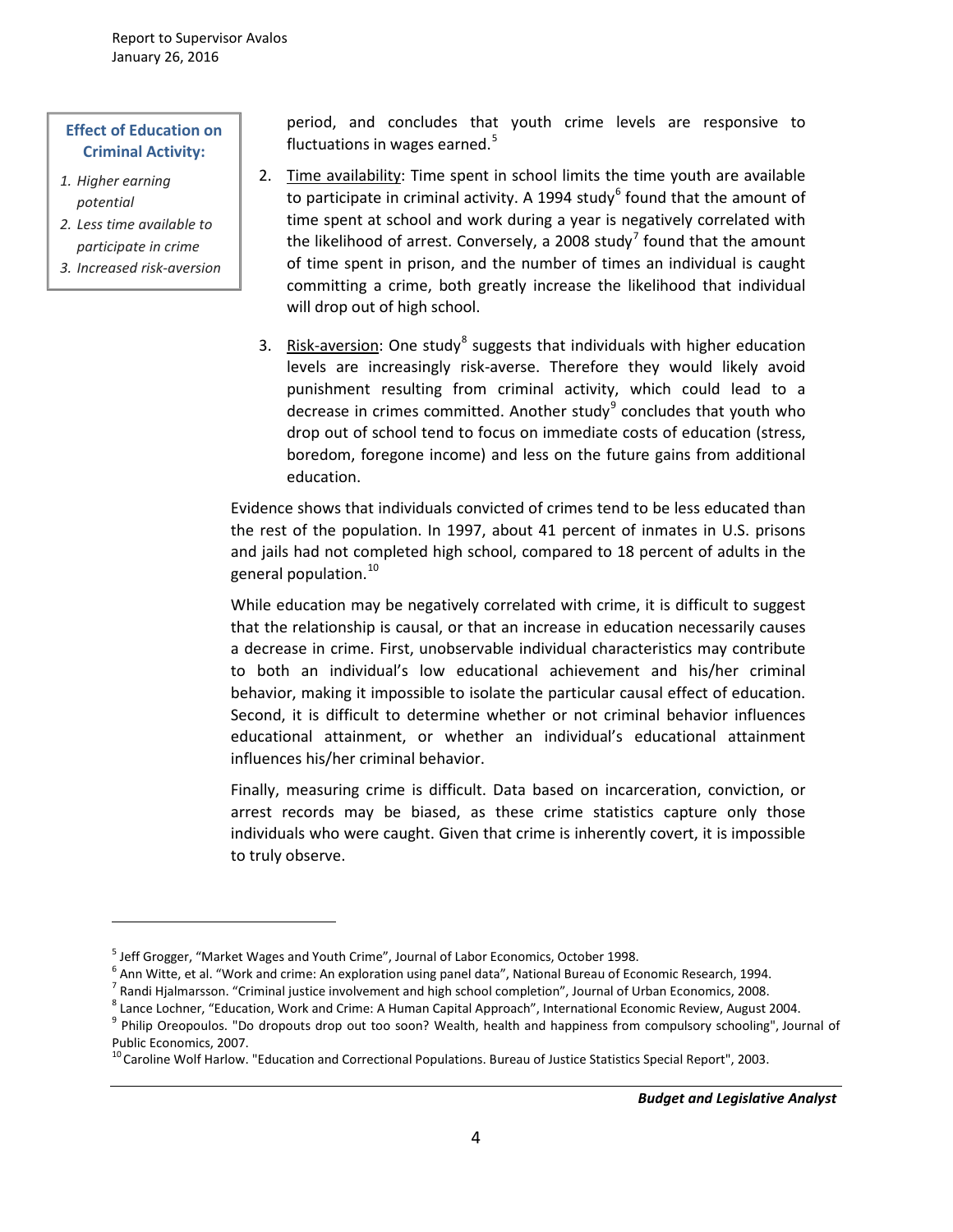**Effect of Education on Criminal Activity:**

1. *Higher earning potential*
2. *Less time available to participate in crime*
3. *Increased risk-aversion*

period, and concludes that youth crime levels are responsive to fluctuations in wages earned.[5]

2. Time availability: Time spent in school limits the time youth are available to participate in criminal activity. A 1994 study[6] found that the amount of time spent at school and work during a year is negatively correlated with the likelihood of arrest. Conversely, a 2008 study[7] found that the amount of time spent in prison, and the number of times an individual is caught committing a crime, both greatly increase the likelihood that individual will drop out of high school.

3. Risk-aversion: One study[8] suggests that individuals with higher education levels are increasingly risk-averse. Therefore they would likely avoid punishment resulting from criminal activity, which could lead to a decrease in crimes committed. Another study[9] concludes that youth who drop out of school tend to focus on immediate costs of education (stress, boredom, foregone income) and less on the future gains from additional education.

Evidence shows that individuals convicted of crimes tend to be less educated than the rest of the population. In 1997, about 41 percent of inmates in U.S. prisons and jails had not completed high school, compared to 18 percent of adults in the general population.[10]

While education may be negatively correlated with crime, it is difficult to suggest that the relationship is causal, or that an increase in education necessarily causes a decrease in crime. First, unobservable individual characteristics may contribute to both an individual's low educational achievement and his/her criminal behavior, making it impossible to isolate the particular causal effect of education. Second, it is difficult to determine whether or not criminal behavior influences educational attainment, or whether an individual's educational attainment influences his/her criminal behavior.

Finally, measuring crime is difficult. Data based on incarceration, conviction, or arrest records may be biased, as these crime statistics capture only those individuals who were caught. Given that crime is inherently covert, it is impossible to truly observe.

---

[5] Jeff Grogger, "Market Wages and Youth Crime", Journal of Labor Economics, October 1998.

[6] Ann Witte, et al. "Work and crime: An exploration using panel data", National Bureau of Economic Research, 1994.

[7] Randi Hjalmarsson. "Criminal justice involvement and high school completion", Journal of Urban Economics, 2008.

[8] Lance Lochner, "Education, Work and Crime: A Human Capital Approach", International Economic Review, August 2004.

[9] Philip Oreopoulos. "Do dropouts drop out too soon? Wealth, health and happiness from compulsory schooling", Journal of Public Economics, 2007.

[10] Caroline Wolf Harlow. "Education and Correctional Populations. Bureau of Justice Statistics Special Report", 2003.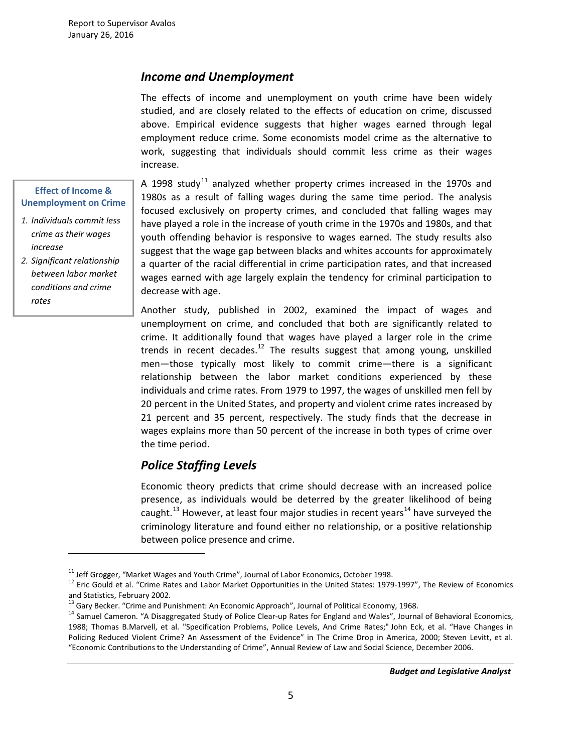## *Income and Unemployment*

The effects of income and unemployment on youth crime have been widely studied, and are closely related to the effects of education on crime, discussed above. Empirical evidence suggests that higher wages earned through legal employment reduce crime. Some economists model crime as the alternative to work, suggesting that individuals should commit less crime as their wages increase.

**Effect of Income & Unemployment on Crime**

1. *Individuals commit less crime as their wages increase*
2. *Significant relationship between labor market conditions and crime rates*

A 1998 study[11] analyzed whether property crimes increased in the 1970s and 1980s as a result of falling wages during the same time period. The analysis focused exclusively on property crimes, and concluded that falling wages may have played a role in the increase of youth crime in the 1970s and 1980s, and that youth offending behavior is responsive to wages earned. The study results also suggest that the wage gap between blacks and whites accounts for approximately a quarter of the racial differential in crime participation rates, and that increased wages earned with age largely explain the tendency for criminal participation to decrease with age.

Another study, published in 2002, examined the impact of wages and unemployment on crime, and concluded that both are significantly related to crime. It additionally found that wages have played a larger role in the crime trends in recent decades.[12] The results suggest that among young, unskilled men—those typically most likely to commit crime—there is a significant relationship between the labor market conditions experienced by these individuals and crime rates. From 1979 to 1997, the wages of unskilled men fell by 20 percent in the United States, and property and violent crime rates increased by 21 percent and 35 percent, respectively. The study finds that the decrease in wages explains more than 50 percent of the increase in both types of crime over the time period.

## *Police Staffing Levels*

Economic theory predicts that crime should decrease with an increased police presence, as individuals would be deterred by the greater likelihood of being caught.[13] However, at least four major studies in recent years[14] have surveyed the criminology literature and found either no relationship, or a positive relationship between police presence and crime.

---

[11] Jeff Grogger, "Market Wages and Youth Crime", Journal of Labor Economics, October 1998.

[12] Eric Gould et al. "Crime Rates and Labor Market Opportunities in the United States: 1979-1997", The Review of Economics and Statistics, February 2002.

[13] Gary Becker. "Crime and Punishment: An Economic Approach", Journal of Political Economy, 1968.

[14] Samuel Cameron. "A Disaggregated Study of Police Clear-up Rates for England and Wales", Journal of Behavioral Economics, 1988; Thomas B.Marvell, et al. "Specification Problems, Police Levels, And Crime Rates;" John Eck, et al. "Have Changes in Policing Reduced Violent Crime? An Assessment of the Evidence" in The Crime Drop in America, 2000; Steven Levitt, et al. "Economic Contributions to the Understanding of Crime", Annual Review of Law and Social Science, December 2006.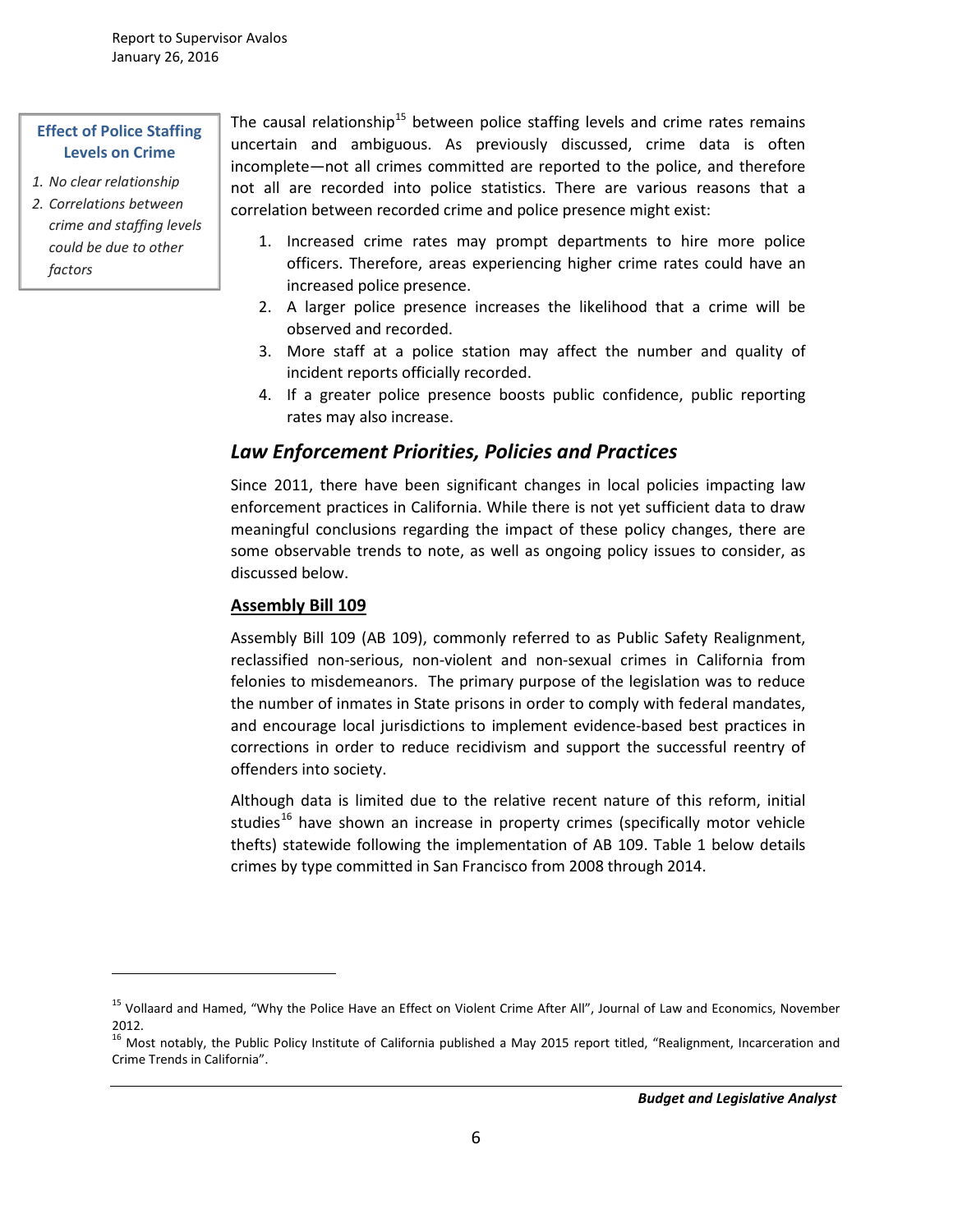**Effect of Police Staffing Levels on Crime**

1. *No clear relationship*
2. *Correlations between crime and staffing levels could be due to other factors*

The causal relationship[15] between police staffing levels and crime rates remains uncertain and ambiguous. As previously discussed, crime data is often incomplete—not all crimes committed are reported to the police, and therefore not all are recorded into police statistics. There are various reasons that a correlation between recorded crime and police presence might exist:

1. Increased crime rates may prompt departments to hire more police officers. Therefore, areas experiencing higher crime rates could have an increased police presence.
2. A larger police presence increases the likelihood that a crime will be observed and recorded.
3. More staff at a police station may affect the number and quality of incident reports officially recorded.
4. If a greater police presence boosts public confidence, public reporting rates may also increase.

## *Law Enforcement Priorities, Policies and Practices*

Since 2011, there have been significant changes in local policies impacting law enforcement practices in California. While there is not yet sufficient data to draw meaningful conclusions regarding the impact of these policy changes, there are some observable trends to note, as well as ongoing policy issues to consider, as discussed below.

### Assembly Bill 109

Assembly Bill 109 (AB 109), commonly referred to as Public Safety Realignment, reclassified non-serious, non-violent and non-sexual crimes in California from felonies to misdemeanors. The primary purpose of the legislation was to reduce the number of inmates in State prisons in order to comply with federal mandates, and encourage local jurisdictions to implement evidence-based best practices in corrections in order to reduce recidivism and support the successful reentry of offenders into society.

Although data is limited due to the relative recent nature of this reform, initial studies[16] have shown an increase in property crimes (specifically motor vehicle thefts) statewide following the implementation of AB 109. Table 1 below details crimes by type committed in San Francisco from 2008 through 2014.

---

[15] Vollaard and Hamed, "Why the Police Have an Effect on Violent Crime After All", Journal of Law and Economics, November 2012.

[16] Most notably, the Public Policy Institute of California published a May 2015 report titled, "Realignment, Incarceration and Crime Trends in California".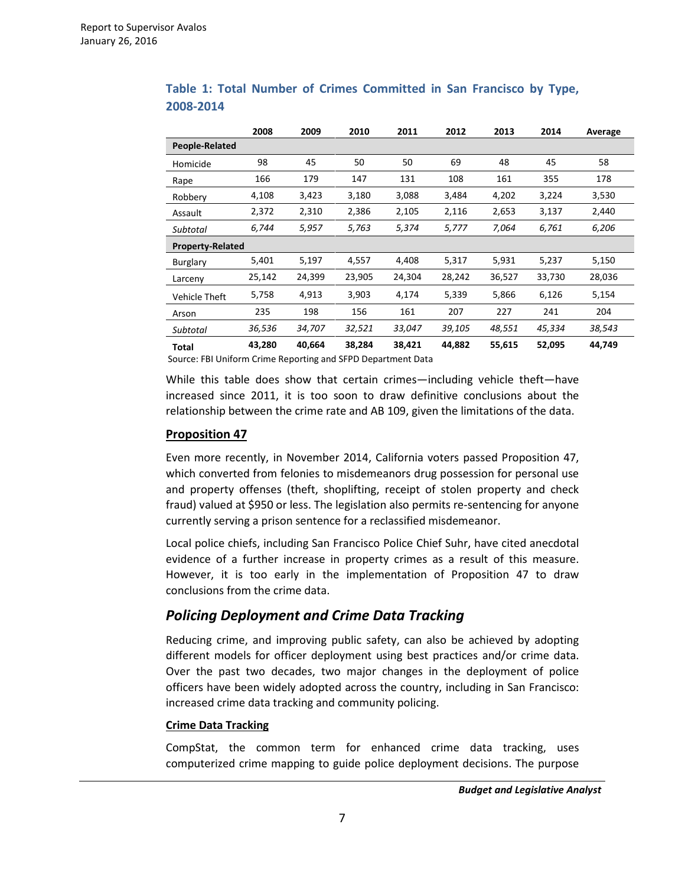**Table 1: Total Number of Crimes Committed in San Francisco by Type, 2008-2014**

| | 2008 | 2009 | 2010 | 2011 | 2012 | 2013 | 2014 | Average |
|---|---|---|---|---|---|---|---|---|
| **People-Related** | | | | | | | | |
| Homicide | 98 | 45 | 50 | 50 | 69 | 48 | 45 | 58 |
| Rape | 166 | 179 | 147 | 131 | 108 | 161 | 355 | 178 |
| Robbery | 4,108 | 3,423 | 3,180 | 3,088 | 3,484 | 4,202 | 3,224 | 3,530 |
| Assault | 2,372 | 2,310 | 2,386 | 2,105 | 2,116 | 2,653 | 3,137 | 2,440 |
| *Subtotal* | *6,744* | *5,957* | *5,763* | *5,374* | *5,777* | *7,064* | *6,761* | *6,206* |
| **Property-Related** | | | | | | | | |
| Burglary | 5,401 | 5,197 | 4,557 | 4,408 | 5,317 | 5,931 | 5,237 | 5,150 |
| Larceny | 25,142 | 24,399 | 23,905 | 24,304 | 28,242 | 36,527 | 33,730 | 28,036 |
| Vehicle Theft | 5,758 | 4,913 | 3,903 | 4,174 | 5,339 | 5,866 | 6,126 | 5,154 |
| Arson | 235 | 198 | 156 | 161 | 207 | 227 | 241 | 204 |
| *Subtotal* | *36,536* | *34,707* | *32,521* | *33,047* | *39,105* | *48,551* | *45,334* | *38,543* |
| **Total** | **43,280** | **40,664** | **38,284** | **38,421** | **44,882** | **55,615** | **52,095** | **44,749** |

Source: FBI Uniform Crime Reporting and SFPD Department Data

While this table does show that certain crimes—including vehicle theft—have increased since 2011, it is too soon to draw definitive conclusions about the relationship between the crime rate and AB 109, given the limitations of the data.

### Proposition 47

Even more recently, in November 2014, California voters passed Proposition 47, which converted from felonies to misdemeanors drug possession for personal use and property offenses (theft, shoplifting, receipt of stolen property and check fraud) valued at $950 or less. The legislation also permits re-sentencing for anyone currently serving a prison sentence for a reclassified misdemeanor.

Local police chiefs, including San Francisco Police Chief Suhr, have cited anecdotal evidence of a further increase in property crimes as a result of this measure. However, it is too early in the implementation of Proposition 47 to draw conclusions from the crime data.

## *Policing Deployment and Crime Data Tracking*

Reducing crime, and improving public safety, can also be achieved by adopting different models for officer deployment using best practices and/or crime data. Over the past two decades, two major changes in the deployment of police officers have been widely adopted across the country, including in San Francisco: increased crime data tracking and community policing.

### Crime Data Tracking

CompStat, the common term for enhanced crime data tracking, uses computerized crime mapping to guide police deployment decisions. The purpose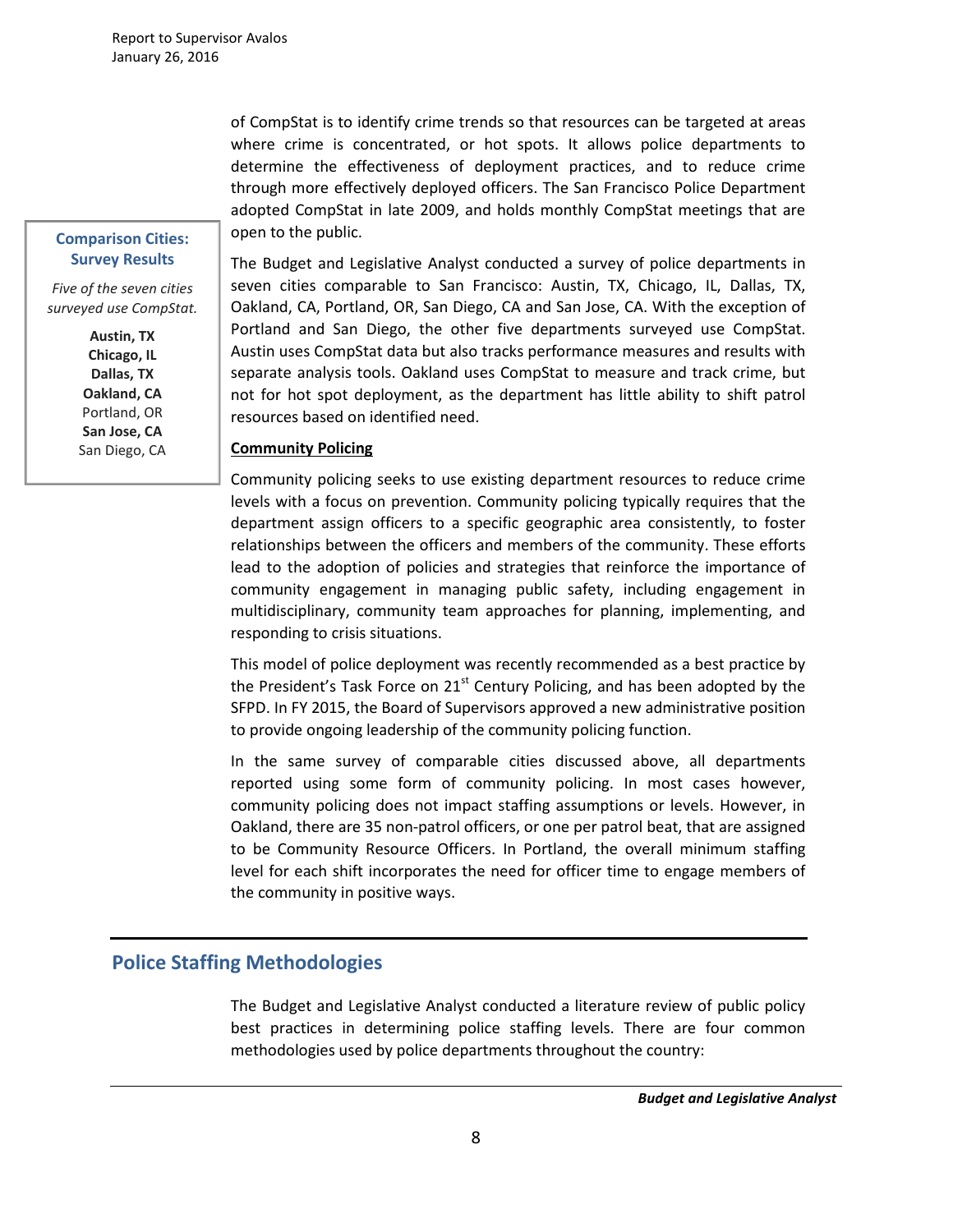of CompStat is to identify crime trends so that resources can be targeted at areas where crime is concentrated, or hot spots. It allows police departments to determine the effectiveness of deployment practices, and to reduce crime through more effectively deployed officers. The San Francisco Police Department adopted CompStat in late 2009, and holds monthly CompStat meetings that are open to the public.

> **Comparison Cities: Survey Results**
>
> *Five of the seven cities surveyed use CompStat.*
>
> **Austin, TX**
> **Chicago, IL**
> **Dallas, TX**
> **Oakland, CA**
> Portland, OR
> **San Jose, CA**
> San Diego, CA

The Budget and Legislative Analyst conducted a survey of police departments in seven cities comparable to San Francisco: Austin, TX, Chicago, IL, Dallas, TX, Oakland, CA, Portland, OR, San Diego, CA and San Jose, CA. With the exception of Portland and San Diego, the other five departments surveyed use CompStat. Austin uses CompStat data but also tracks performance measures and results with separate analysis tools. Oakland uses CompStat to measure and track crime, but not for hot spot deployment, as the department has little ability to shift patrol resources based on identified need.

**Community Policing**

Community policing seeks to use existing department resources to reduce crime levels with a focus on prevention. Community policing typically requires that the department assign officers to a specific geographic area consistently, to foster relationships between the officers and members of the community. These efforts lead to the adoption of policies and strategies that reinforce the importance of community engagement in managing public safety, including engagement in multidisciplinary, community team approaches for planning, implementing, and responding to crisis situations.

This model of police deployment was recently recommended as a best practice by the President's Task Force on 21st Century Policing, and has been adopted by the SFPD. In FY 2015, the Board of Supervisors approved a new administrative position to provide ongoing leadership of the community policing function.

In the same survey of comparable cities discussed above, all departments reported using some form of community policing. In most cases however, community policing does not impact staffing assumptions or levels. However, in Oakland, there are 35 non-patrol officers, or one per patrol beat, that are assigned to be Community Resource Officers. In Portland, the overall minimum staffing level for each shift incorporates the need for officer time to engage members of the community in positive ways.

## Police Staffing Methodologies

The Budget and Legislative Analyst conducted a literature review of public policy best practices in determining police staffing levels. There are four common methodologies used by police departments throughout the country: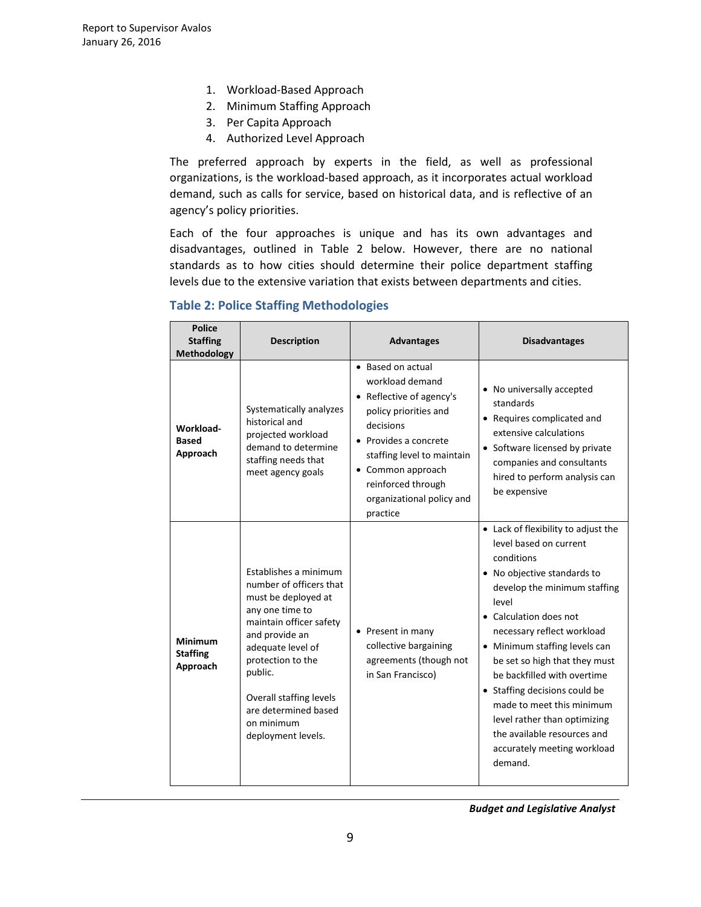1. Workload-Based Approach
2. Minimum Staffing Approach
3. Per Capita Approach
4. Authorized Level Approach

The preferred approach by experts in the field, as well as professional organizations, is the workload-based approach, as it incorporates actual workload demand, such as calls for service, based on historical data, and is reflective of an agency's policy priorities.

Each of the four approaches is unique and has its own advantages and disadvantages, outlined in Table 2 below. However, there are no national standards as to how cities should determine their police department staffing levels due to the extensive variation that exists between departments and cities.

### Table 2: Police Staffing Methodologies

| Police Staffing Methodology | Description | Advantages | Disadvantages |
|---|---|---|---|
| **Workload-Based Approach** | Systematically analyzes historical and projected workload demand to determine staffing needs that meet agency goals | • Based on actual workload demand<br>• Reflective of agency's policy priorities and decisions<br>• Provides a concrete staffing level to maintain<br>• Common approach reinforced through organizational policy and practice | • No universally accepted standards<br>• Requires complicated and extensive calculations<br>• Software licensed by private companies and consultants hired to perform analysis can be expensive |
| **Minimum Staffing Approach** | Establishes a minimum number of officers that must be deployed at any one time to maintain officer safety and provide an adequate level of protection to the public.<br><br>Overall staffing levels are determined based on minimum deployment levels. | • Present in many collective bargaining agreements (though not in San Francisco) | • Lack of flexibility to adjust the level based on current conditions<br>• No objective standards to develop the minimum staffing level<br>• Calculation does not necessary reflect workload<br>• Minimum staffing levels can be set so high that they must be backfilled with overtime<br>• Staffing decisions could be made to meet this minimum level rather than optimizing the available resources and accurately meeting workload demand. |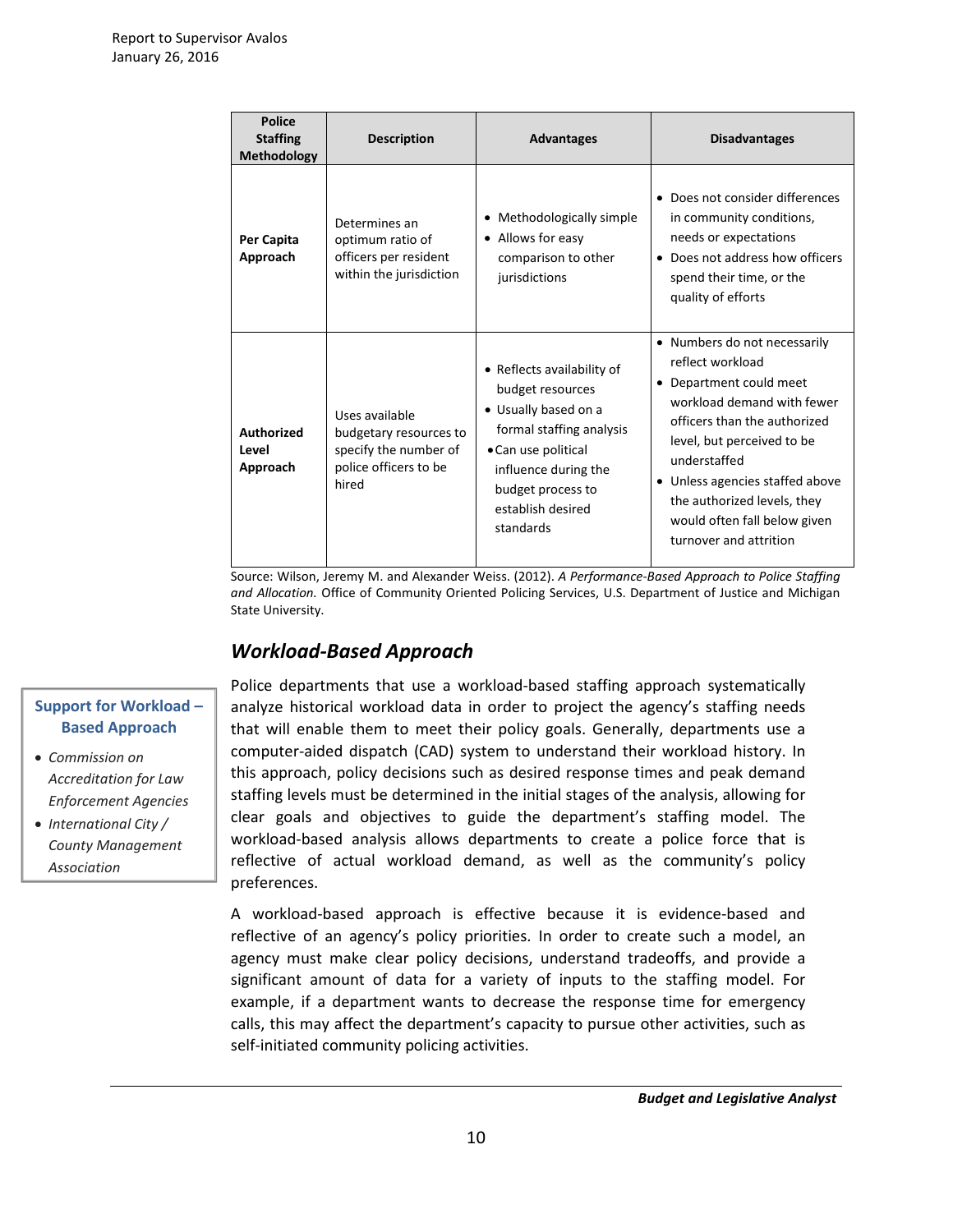| Police Staffing Methodology | Description | Advantages | Disadvantages |
|---|---|---|---|
| **Per Capita Approach** | Determines an optimum ratio of officers per resident within the jurisdiction | • Methodologically simple<br>• Allows for easy comparison to other jurisdictions | • Does not consider differences in community conditions, needs or expectations<br>• Does not address how officers spend their time, or the quality of efforts |
| **Authorized Level Approach** | Uses available budgetary resources to specify the number of police officers to be hired | • Reflects availability of budget resources<br>• Usually based on a formal staffing analysis<br>• Can use political influence during the budget process to establish desired standards | • Numbers do not necessarily reflect workload<br>• Department could meet workload demand with fewer officers than the authorized level, but perceived to be understaffed<br>• Unless agencies staffed above the authorized levels, they would often fall below given turnover and attrition |

Source: Wilson, Jeremy M. and Alexander Weiss. (2012). *A Performance-Based Approach to Police Staffing and Allocation.* Office of Community Oriented Policing Services, U.S. Department of Justice and Michigan State University.

## *Workload-Based Approach*

**Support for Workload – Based Approach**

- *Commission on Accreditation for Law Enforcement Agencies*
- *International City / County Management Association*

Police departments that use a workload-based staffing approach systematically analyze historical workload data in order to project the agency's staffing needs that will enable them to meet their policy goals. Generally, departments use a computer-aided dispatch (CAD) system to understand their workload history. In this approach, policy decisions such as desired response times and peak demand staffing levels must be determined in the initial stages of the analysis, allowing for clear goals and objectives to guide the department's staffing model. The workload-based analysis allows departments to create a police force that is reflective of actual workload demand, as well as the community's policy preferences.

A workload-based approach is effective because it is evidence-based and reflective of an agency's policy priorities. In order to create such a model, an agency must make clear policy decisions, understand tradeoffs, and provide a significant amount of data for a variety of inputs to the staffing model. For example, if a department wants to decrease the response time for emergency calls, this may affect the department's capacity to pursue other activities, such as self-initiated community policing activities.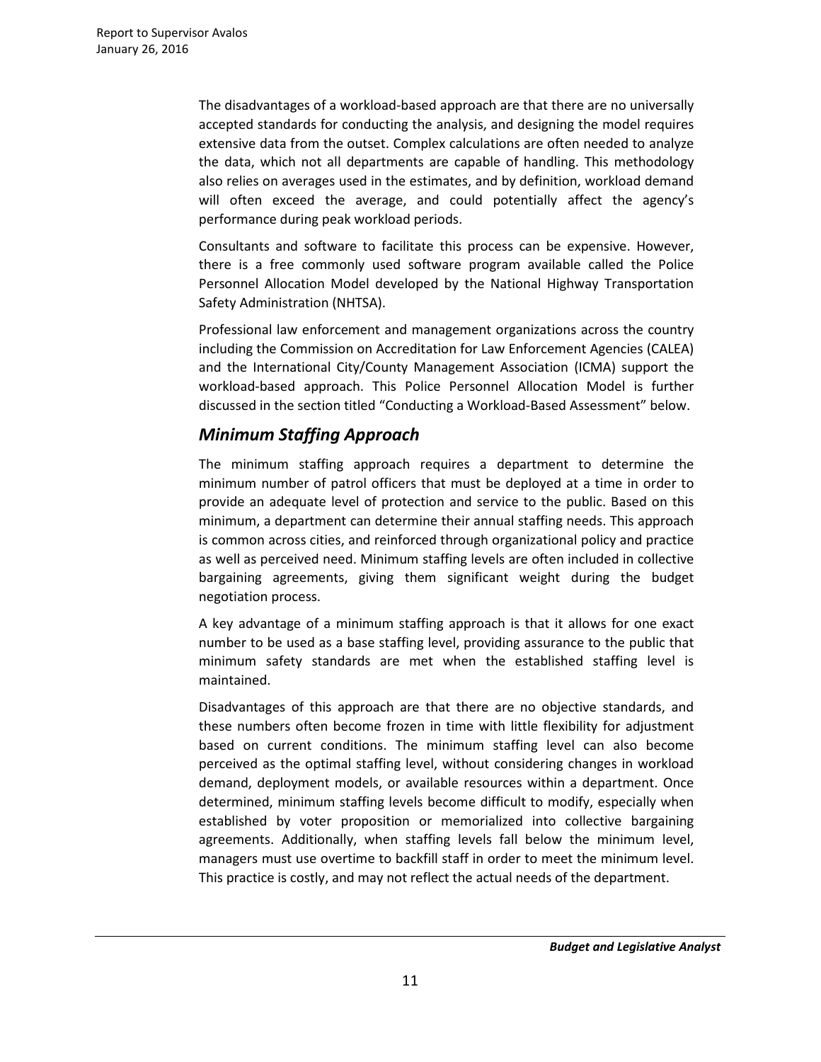The disadvantages of a workload-based approach are that there are no universally accepted standards for conducting the analysis, and designing the model requires extensive data from the outset. Complex calculations are often needed to analyze the data, which not all departments are capable of handling. This methodology also relies on averages used in the estimates, and by definition, workload demand will often exceed the average, and could potentially affect the agency's performance during peak workload periods.

Consultants and software to facilitate this process can be expensive. However, there is a free commonly used software program available called the Police Personnel Allocation Model developed by the National Highway Transportation Safety Administration (NHTSA).

Professional law enforcement and management organizations across the country including the Commission on Accreditation for Law Enforcement Agencies (CALEA) and the International City/County Management Association (ICMA) support the workload-based approach. This Police Personnel Allocation Model is further discussed in the section titled "Conducting a Workload-Based Assessment" below.

### *Minimum Staffing Approach*

The minimum staffing approach requires a department to determine the minimum number of patrol officers that must be deployed at a time in order to provide an adequate level of protection and service to the public. Based on this minimum, a department can determine their annual staffing needs. This approach is common across cities, and reinforced through organizational policy and practice as well as perceived need. Minimum staffing levels are often included in collective bargaining agreements, giving them significant weight during the budget negotiation process.

A key advantage of a minimum staffing approach is that it allows for one exact number to be used as a base staffing level, providing assurance to the public that minimum safety standards are met when the established staffing level is maintained.

Disadvantages of this approach are that there are no objective standards, and these numbers often become frozen in time with little flexibility for adjustment based on current conditions. The minimum staffing level can also become perceived as the optimal staffing level, without considering changes in workload demand, deployment models, or available resources within a department. Once determined, minimum staffing levels become difficult to modify, especially when established by voter proposition or memorialized into collective bargaining agreements. Additionally, when staffing levels fall below the minimum level, managers must use overtime to backfill staff in order to meet the minimum level. This practice is costly, and may not reflect the actual needs of the department.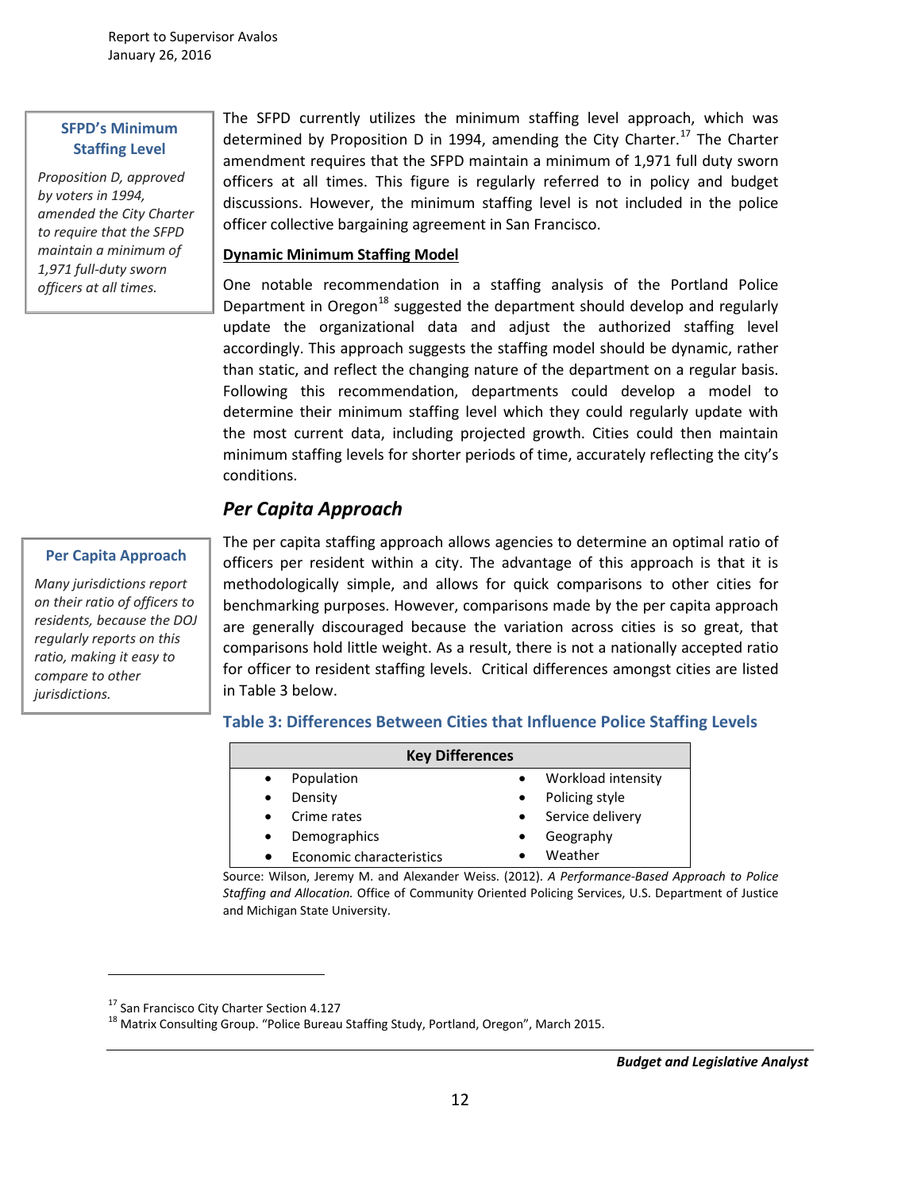**SFPD's Minimum Staffing Level**

*Proposition D, approved by voters in 1994, amended the City Charter to require that the SFPD maintain a minimum of 1,971 full-duty sworn officers at all times.*

The SFPD currently utilizes the minimum staffing level approach, which was determined by Proposition D in 1994, amending the City Charter.[17] The Charter amendment requires that the SFPD maintain a minimum of 1,971 full duty sworn officers at all times. This figure is regularly referred to in policy and budget discussions. However, the minimum staffing level is not included in the police officer collective bargaining agreement in San Francisco.

**Dynamic Minimum Staffing Model**

One notable recommendation in a staffing analysis of the Portland Police Department in Oregon[18] suggested the department should develop and regularly update the organizational data and adjust the authorized staffing level accordingly. This approach suggests the staffing model should be dynamic, rather than static, and reflect the changing nature of the department on a regular basis. Following this recommendation, departments could develop a model to determine their minimum staffing level which they could regularly update with the most current data, including projected growth. Cities could then maintain minimum staffing levels for shorter periods of time, accurately reflecting the city's conditions.

## *Per Capita Approach*

**Per Capita Approach**

*Many jurisdictions report on their ratio of officers to residents, because the DOJ regularly reports on this ratio, making it easy to compare to other jurisdictions.*

The per capita staffing approach allows agencies to determine an optimal ratio of officers per resident within a city. The advantage of this approach is that it is methodologically simple, and allows for quick comparisons to other cities for benchmarking purposes. However, comparisons made by the per capita approach are generally discouraged because the variation across cities is so great, that comparisons hold little weight. As a result, there is not a nationally accepted ratio for officer to resident staffing levels. Critical differences amongst cities are listed in Table 3 below.

**Table 3: Differences Between Cities that Influence Police Staffing Levels**

| Key Differences | |
|---|---|
| • Population | • Workload intensity |
| • Density | • Policing style |
| • Crime rates | • Service delivery |
| • Demographics | • Geography |
| • Economic characteristics | • Weather |

Source: Wilson, Jeremy M. and Alexander Weiss. (2012). *A Performance-Based Approach to Police Staffing and Allocation.* Office of Community Oriented Policing Services, U.S. Department of Justice and Michigan State University.

---

[17] San Francisco City Charter Section 4.127

[18] Matrix Consulting Group. "Police Bureau Staffing Study, Portland, Oregon", March 2015.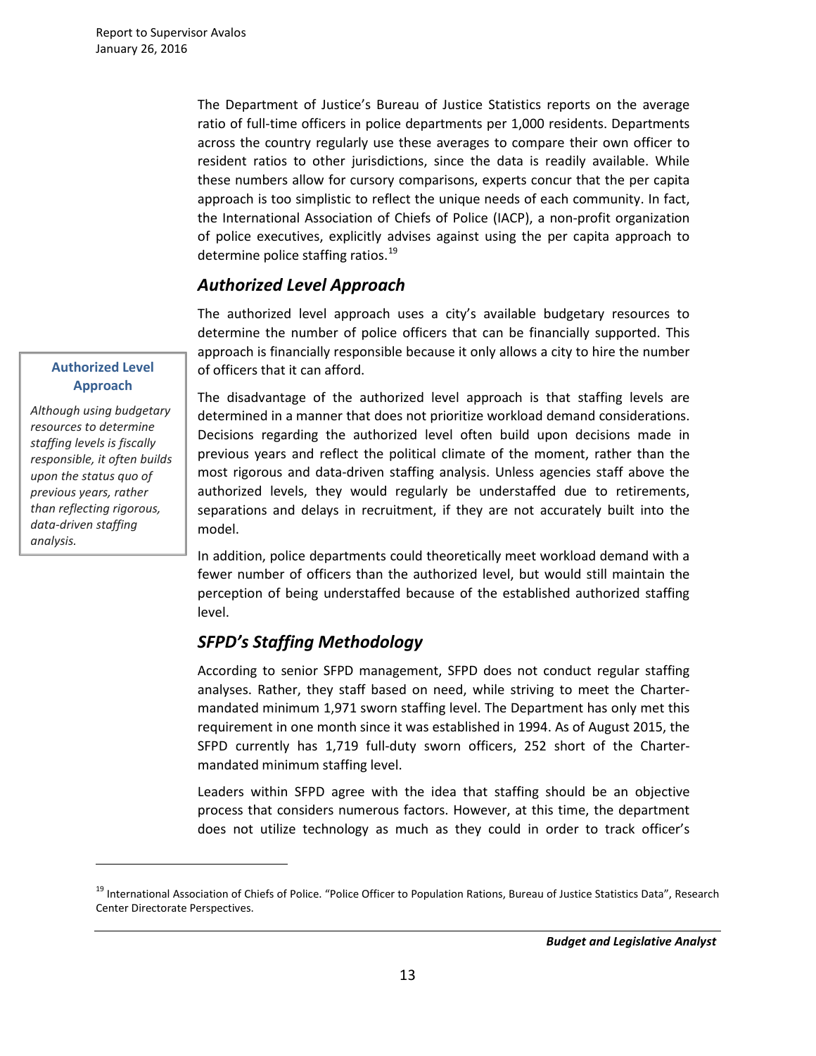The Department of Justice's Bureau of Justice Statistics reports on the average ratio of full-time officers in police departments per 1,000 residents. Departments across the country regularly use these averages to compare their own officer to resident ratios to other jurisdictions, since the data is readily available. While these numbers allow for cursory comparisons, experts concur that the per capita approach is too simplistic to reflect the unique needs of each community. In fact, the International Association of Chiefs of Police (IACP), a non-profit organization of police executives, explicitly advises against using the per capita approach to determine police staffing ratios.[19]

## *Authorized Level Approach*

The authorized level approach uses a city's available budgetary resources to determine the number of police officers that can be financially supported. This approach is financially responsible because it only allows a city to hire the number of officers that it can afford.

> **Authorized Level Approach**
>
> *Although using budgetary resources to determine staffing levels is fiscally responsible, it often builds upon the status quo of previous years, rather than reflecting rigorous, data-driven staffing analysis.*

The disadvantage of the authorized level approach is that staffing levels are determined in a manner that does not prioritize workload demand considerations. Decisions regarding the authorized level often build upon decisions made in previous years and reflect the political climate of the moment, rather than the most rigorous and data-driven staffing analysis. Unless agencies staff above the authorized levels, they would regularly be understaffed due to retirements, separations and delays in recruitment, if they are not accurately built into the model.

In addition, police departments could theoretically meet workload demand with a fewer number of officers than the authorized level, but would still maintain the perception of being understaffed because of the established authorized staffing level.

## *SFPD's Staffing Methodology*

According to senior SFPD management, SFPD does not conduct regular staffing analyses. Rather, they staff based on need, while striving to meet the Charter-mandated minimum 1,971 sworn staffing level. The Department has only met this requirement in one month since it was established in 1994. As of August 2015, the SFPD currently has 1,719 full-duty sworn officers, 252 short of the Charter-mandated minimum staffing level.

Leaders within SFPD agree with the idea that staffing should be an objective process that considers numerous factors. However, at this time, the department does not utilize technology as much as they could in order to track officer's

---

[19] International Association of Chiefs of Police. "Police Officer to Population Rations, Bureau of Justice Statistics Data", Research Center Directorate Perspectives.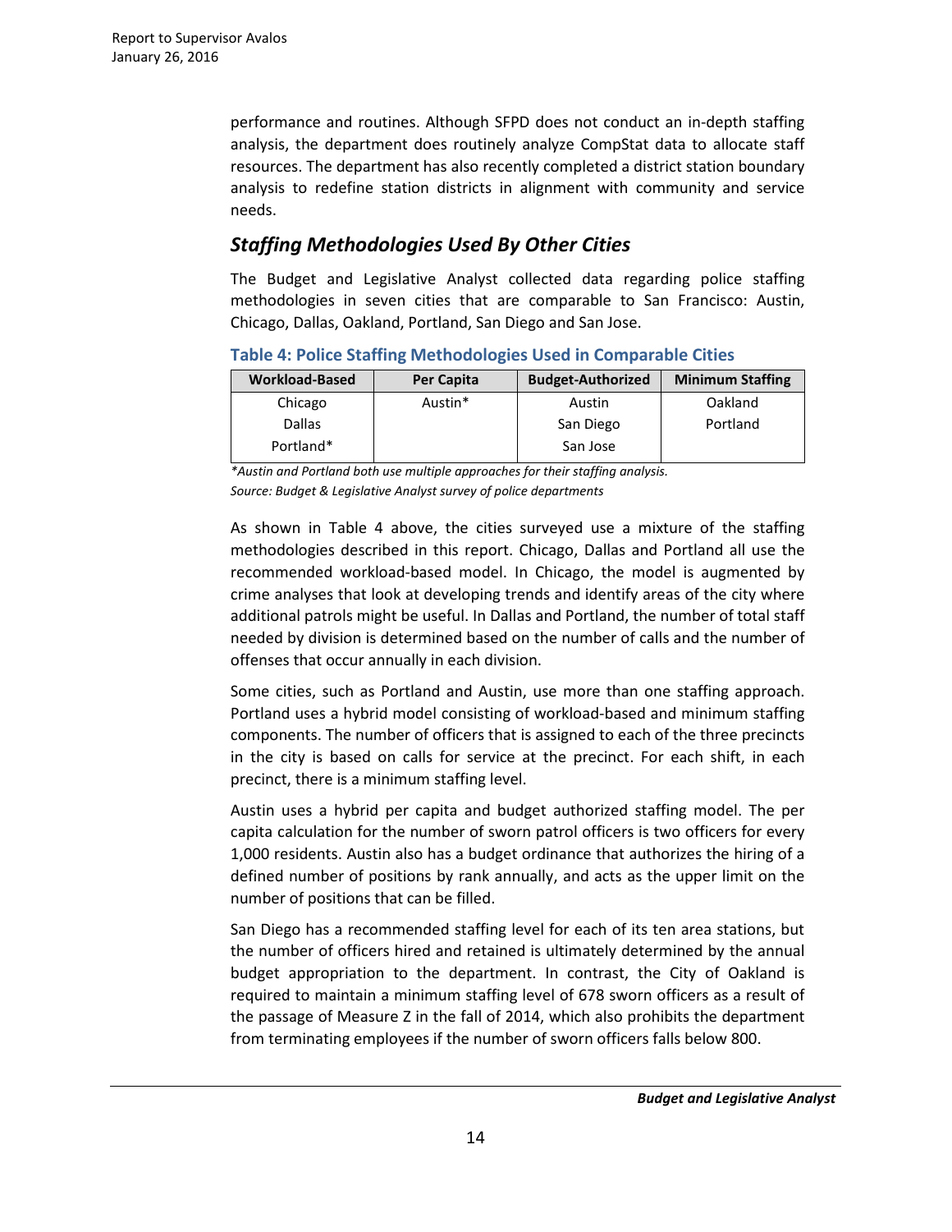performance and routines. Although SFPD does not conduct an in-depth staffing analysis, the department does routinely analyze CompStat data to allocate staff resources. The department has also recently completed a district station boundary analysis to redefine station districts in alignment with community and service needs.

## *Staffing Methodologies Used By Other Cities*

The Budget and Legislative Analyst collected data regarding police staffing methodologies in seven cities that are comparable to San Francisco: Austin, Chicago, Dallas, Oakland, Portland, San Diego and San Jose.

**Table 4: Police Staffing Methodologies Used in Comparable Cities**

| Workload-Based | Per Capita | Budget-Authorized | Minimum Staffing |
|---|---|---|---|
| Chicago | Austin* | Austin | Oakland |
| Dallas | | San Diego | Portland |
| Portland* | | San Jose | |

*\*Austin and Portland both use multiple approaches for their staffing analysis.*
*Source: Budget & Legislative Analyst survey of police departments*

As shown in Table 4 above, the cities surveyed use a mixture of the staffing methodologies described in this report. Chicago, Dallas and Portland all use the recommended workload-based model. In Chicago, the model is augmented by crime analyses that look at developing trends and identify areas of the city where additional patrols might be useful. In Dallas and Portland, the number of total staff needed by division is determined based on the number of calls and the number of offenses that occur annually in each division.

Some cities, such as Portland and Austin, use more than one staffing approach. Portland uses a hybrid model consisting of workload-based and minimum staffing components. The number of officers that is assigned to each of the three precincts in the city is based on calls for service at the precinct. For each shift, in each precinct, there is a minimum staffing level.

Austin uses a hybrid per capita and budget authorized staffing model. The per capita calculation for the number of sworn patrol officers is two officers for every 1,000 residents. Austin also has a budget ordinance that authorizes the hiring of a defined number of positions by rank annually, and acts as the upper limit on the number of positions that can be filled.

San Diego has a recommended staffing level for each of its ten area stations, but the number of officers hired and retained is ultimately determined by the annual budget appropriation to the department. In contrast, the City of Oakland is required to maintain a minimum staffing level of 678 sworn officers as a result of the passage of Measure Z in the fall of 2014, which also prohibits the department from terminating employees if the number of sworn officers falls below 800.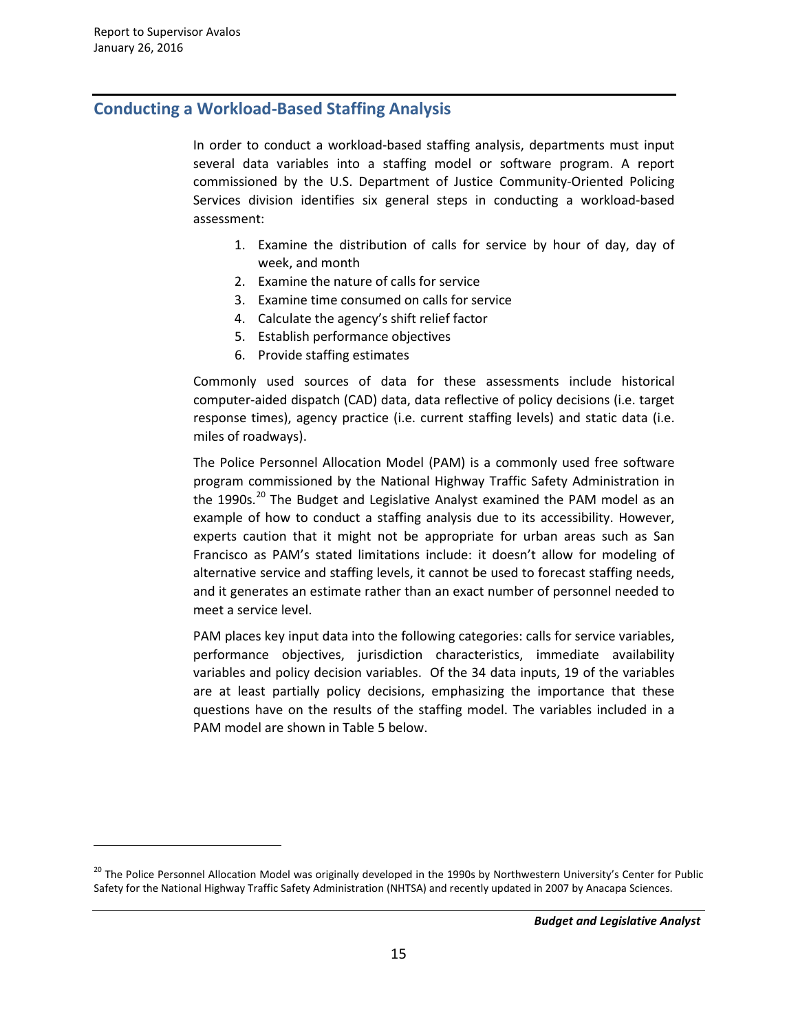## Conducting a Workload-Based Staffing Analysis

In order to conduct a workload-based staffing analysis, departments must input several data variables into a staffing model or software program. A report commissioned by the U.S. Department of Justice Community-Oriented Policing Services division identifies six general steps in conducting a workload-based assessment:

1. Examine the distribution of calls for service by hour of day, day of week, and month
2. Examine the nature of calls for service
3. Examine time consumed on calls for service
4. Calculate the agency's shift relief factor
5. Establish performance objectives
6. Provide staffing estimates

Commonly used sources of data for these assessments include historical computer-aided dispatch (CAD) data, data reflective of policy decisions (i.e. target response times), agency practice (i.e. current staffing levels) and static data (i.e. miles of roadways).

The Police Personnel Allocation Model (PAM) is a commonly used free software program commissioned by the National Highway Traffic Safety Administration in the 1990s.[20] The Budget and Legislative Analyst examined the PAM model as an example of how to conduct a staffing analysis due to its accessibility. However, experts caution that it might not be appropriate for urban areas such as San Francisco as PAM's stated limitations include: it doesn't allow for modeling of alternative service and staffing levels, it cannot be used to forecast staffing needs, and it generates an estimate rather than an exact number of personnel needed to meet a service level.

PAM places key input data into the following categories: calls for service variables, performance objectives, jurisdiction characteristics, immediate availability variables and policy decision variables. Of the 34 data inputs, 19 of the variables are at least partially policy decisions, emphasizing the importance that these questions have on the results of the staffing model. The variables included in a PAM model are shown in Table 5 below.

[20] The Police Personnel Allocation Model was originally developed in the 1990s by Northwestern University's Center for Public Safety for the National Highway Traffic Safety Administration (NHTSA) and recently updated in 2007 by Anacapa Sciences.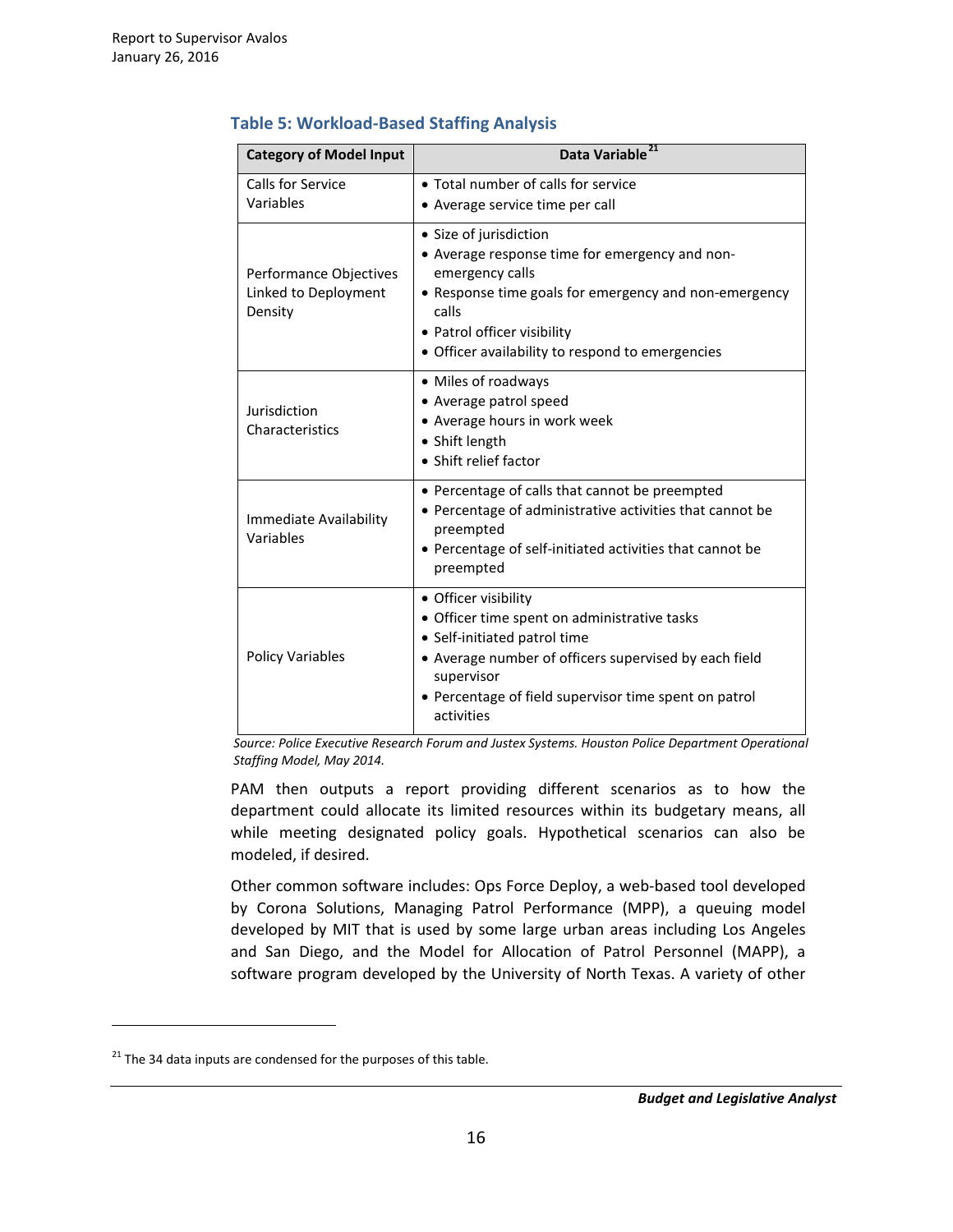### Table 5: Workload-Based Staffing Analysis

| Category of Model Input | Data Variable[21] |
|---|---|
| Calls for Service Variables | • Total number of calls for service<br>• Average service time per call |
| Performance Objectives Linked to Deployment Density | • Size of jurisdiction<br>• Average response time for emergency and non-emergency calls<br>• Response time goals for emergency and non-emergency calls<br>• Patrol officer visibility<br>• Officer availability to respond to emergencies |
| Jurisdiction Characteristics | • Miles of roadways<br>• Average patrol speed<br>• Average hours in work week<br>• Shift length<br>• Shift relief factor |
| Immediate Availability Variables | • Percentage of calls that cannot be preempted<br>• Percentage of administrative activities that cannot be preempted<br>• Percentage of self-initiated activities that cannot be preempted |
| Policy Variables | • Officer visibility<br>• Officer time spent on administrative tasks<br>• Self-initiated patrol time<br>• Average number of officers supervised by each field supervisor<br>• Percentage of field supervisor time spent on patrol activities |

*Source: Police Executive Research Forum and Justex Systems. Houston Police Department Operational Staffing Model, May 2014.*

PAM then outputs a report providing different scenarios as to how the department could allocate its limited resources within its budgetary means, all while meeting designated policy goals. Hypothetical scenarios can also be modeled, if desired.

Other common software includes: Ops Force Deploy, a web-based tool developed by Corona Solutions, Managing Patrol Performance (MPP), a queuing model developed by MIT that is used by some large urban areas including Los Angeles and San Diego, and the Model for Allocation of Patrol Personnel (MAPP), a software program developed by the University of North Texas. A variety of other

[21] The 34 data inputs are condensed for the purposes of this table.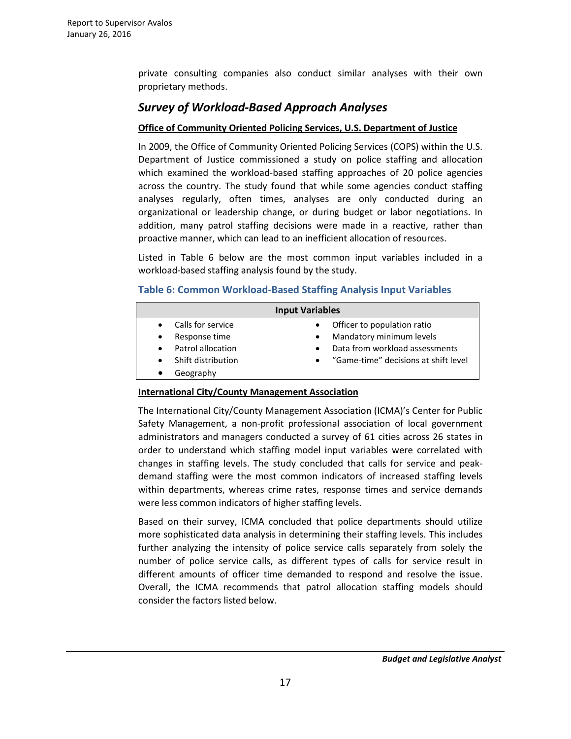private consulting companies also conduct similar analyses with their own proprietary methods.

## *Survey of Workload-Based Approach Analyses*

**Office of Community Oriented Policing Services, U.S. Department of Justice**

In 2009, the Office of Community Oriented Policing Services (COPS) within the U.S. Department of Justice commissioned a study on police staffing and allocation which examined the workload-based staffing approaches of 20 police agencies across the country. The study found that while some agencies conduct staffing analyses regularly, often times, analyses are only conducted during an organizational or leadership change, or during budget or labor negotiations. In addition, many patrol staffing decisions were made in a reactive, rather than proactive manner, which can lead to an inefficient allocation of resources.

Listed in Table 6 below are the most common input variables included in a workload-based staffing analysis found by the study.

### Table 6: Common Workload-Based Staffing Analysis Input Variables

| Input Variables | |
|---|---|
| • Calls for service | • Officer to population ratio |
| • Response time | • Mandatory minimum levels |
| • Patrol allocation | • Data from workload assessments |
| • Shift distribution | • "Game-time" decisions at shift level |
| • Geography | |

**International City/County Management Association**

The International City/County Management Association (ICMA)'s Center for Public Safety Management, a non-profit professional association of local government administrators and managers conducted a survey of 61 cities across 26 states in order to understand which staffing model input variables were correlated with changes in staffing levels. The study concluded that calls for service and peak-demand staffing were the most common indicators of increased staffing levels within departments, whereas crime rates, response times and service demands were less common indicators of higher staffing levels.

Based on their survey, ICMA concluded that police departments should utilize more sophisticated data analysis in determining their staffing levels. This includes further analyzing the intensity of police service calls separately from solely the number of police service calls, as different types of calls for service result in different amounts of officer time demanded to respond and resolve the issue. Overall, the ICMA recommends that patrol allocation staffing models should consider the factors listed below.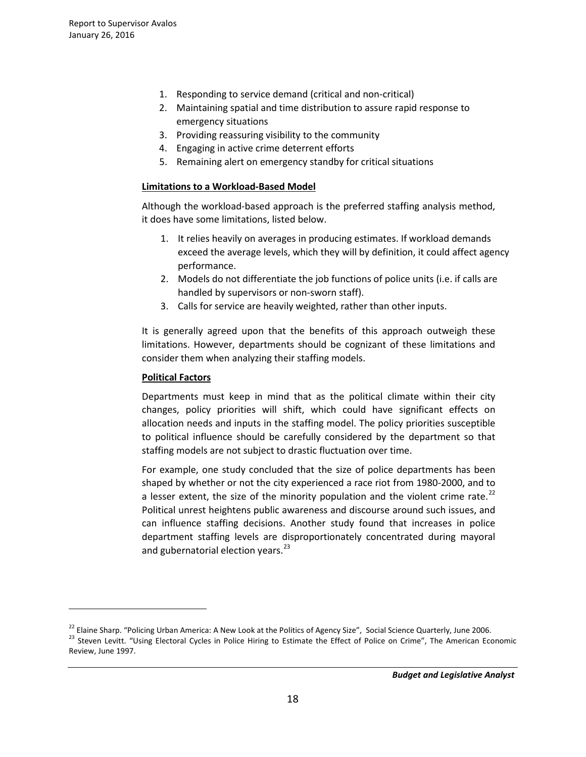1. Responding to service demand (critical and non-critical)
2. Maintaining spatial and time distribution to assure rapid response to emergency situations
3. Providing reassuring visibility to the community
4. Engaging in active crime deterrent efforts
5. Remaining alert on emergency standby for critical situations

**Limitations to a Workload-Based Model**

Although the workload-based approach is the preferred staffing analysis method, it does have some limitations, listed below.

1. It relies heavily on averages in producing estimates. If workload demands exceed the average levels, which they will by definition, it could affect agency performance.
2. Models do not differentiate the job functions of police units (i.e. if calls are handled by supervisors or non-sworn staff).
3. Calls for service are heavily weighted, rather than other inputs.

It is generally agreed upon that the benefits of this approach outweigh these limitations. However, departments should be cognizant of these limitations and consider them when analyzing their staffing models.

**Political Factors**

Departments must keep in mind that as the political climate within their city changes, policy priorities will shift, which could have significant effects on allocation needs and inputs in the staffing model. The policy priorities susceptible to political influence should be carefully considered by the department so that staffing models are not subject to drastic fluctuation over time.

For example, one study concluded that the size of police departments has been shaped by whether or not the city experienced a race riot from 1980-2000, and to a lesser extent, the size of the minority population and the violent crime rate.[22] Political unrest heightens public awareness and discourse around such issues, and can influence staffing decisions. Another study found that increases in police department staffing levels are disproportionately concentrated during mayoral and gubernatorial election years.[23]

---

[22] Elaine Sharp. "Policing Urban America: A New Look at the Politics of Agency Size", Social Science Quarterly, June 2006.

[23] Steven Levitt. "Using Electoral Cycles in Police Hiring to Estimate the Effect of Police on Crime", The American Economic Review, June 1997.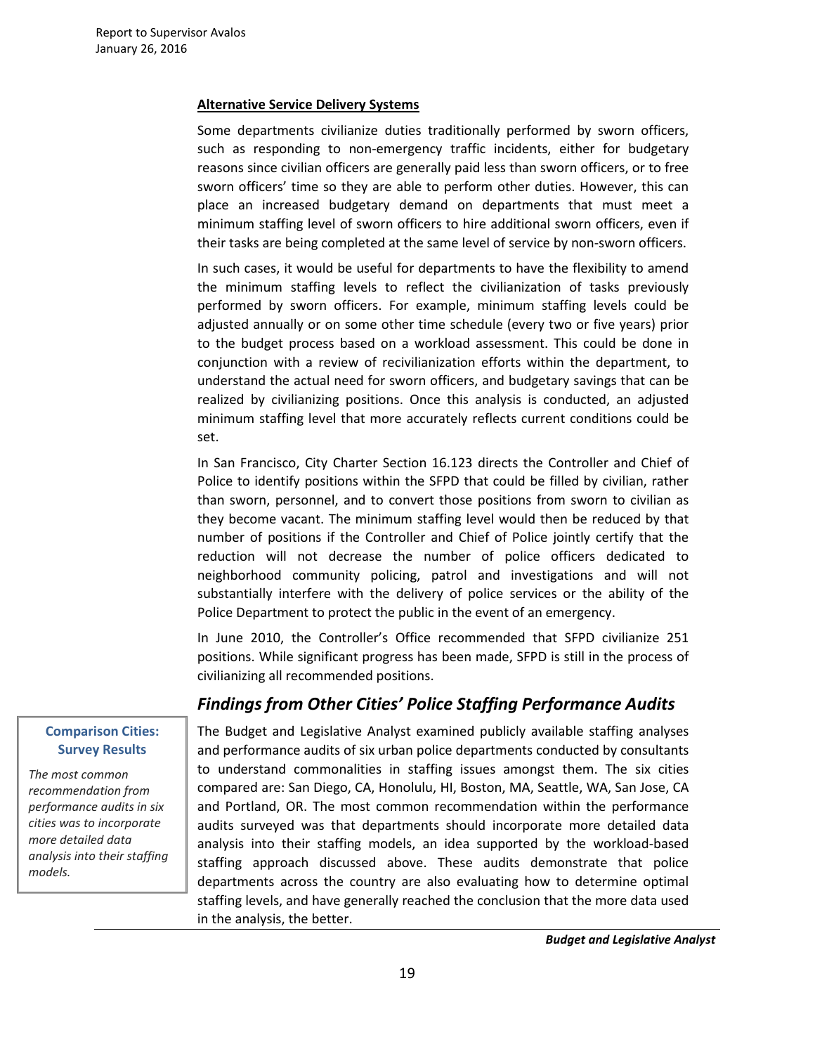**Alternative Service Delivery Systems**

Some departments civilianize duties traditionally performed by sworn officers, such as responding to non-emergency traffic incidents, either for budgetary reasons since civilian officers are generally paid less than sworn officers, or to free sworn officers' time so they are able to perform other duties. However, this can place an increased budgetary demand on departments that must meet a minimum staffing level of sworn officers to hire additional sworn officers, even if their tasks are being completed at the same level of service by non-sworn officers.

In such cases, it would be useful for departments to have the flexibility to amend the minimum staffing levels to reflect the civilianization of tasks previously performed by sworn officers. For example, minimum staffing levels could be adjusted annually or on some other time schedule (every two or five years) prior to the budget process based on a workload assessment. This could be done in conjunction with a review of recivilianization efforts within the department, to understand the actual need for sworn officers, and budgetary savings that can be realized by civilianizing positions. Once this analysis is conducted, an adjusted minimum staffing level that more accurately reflects current conditions could be set.

In San Francisco, City Charter Section 16.123 directs the Controller and Chief of Police to identify positions within the SFPD that could be filled by civilian, rather than sworn, personnel, and to convert those positions from sworn to civilian as they become vacant. The minimum staffing level would then be reduced by that number of positions if the Controller and Chief of Police jointly certify that the reduction will not decrease the number of police officers dedicated to neighborhood community policing, patrol and investigations and will not substantially interfere with the delivery of police services or the ability of the Police Department to protect the public in the event of an emergency.

In June 2010, the Controller's Office recommended that SFPD civilianize 251 positions. While significant progress has been made, SFPD is still in the process of civilianizing all recommended positions.

## *Findings from Other Cities' Police Staffing Performance Audits*

> **Comparison Cities: Survey Results**
>
> *The most common recommendation from performance audits in six cities was to incorporate more detailed data analysis into their staffing models.*

The Budget and Legislative Analyst examined publicly available staffing analyses and performance audits of six urban police departments conducted by consultants to understand commonalities in staffing issues amongst them. The six cities compared are: San Diego, CA, Honolulu, HI, Boston, MA, Seattle, WA, San Jose, CA and Portland, OR. The most common recommendation within the performance audits surveyed was that departments should incorporate more detailed data analysis into their staffing models, an idea supported by the workload-based staffing approach discussed above. These audits demonstrate that police departments across the country are also evaluating how to determine optimal staffing levels, and have generally reached the conclusion that the more data used in the analysis, the better.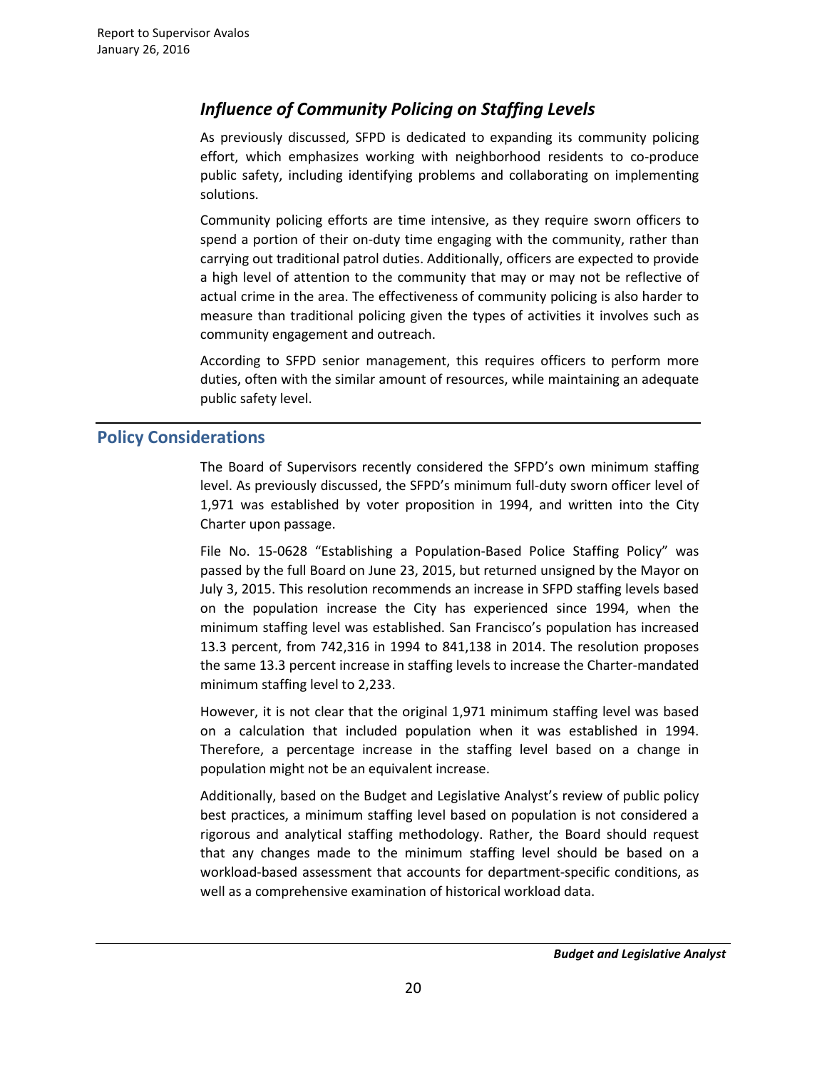### *Influence of Community Policing on Staffing Levels*

As previously discussed, SFPD is dedicated to expanding its community policing effort, which emphasizes working with neighborhood residents to co-produce public safety, including identifying problems and collaborating on implementing solutions.

Community policing efforts are time intensive, as they require sworn officers to spend a portion of their on-duty time engaging with the community, rather than carrying out traditional patrol duties. Additionally, officers are expected to provide a high level of attention to the community that may or may not be reflective of actual crime in the area. The effectiveness of community policing is also harder to measure than traditional policing given the types of activities it involves such as community engagement and outreach.

According to SFPD senior management, this requires officers to perform more duties, often with the similar amount of resources, while maintaining an adequate public safety level.

## Policy Considerations

The Board of Supervisors recently considered the SFPD's own minimum staffing level. As previously discussed, the SFPD's minimum full-duty sworn officer level of 1,971 was established by voter proposition in 1994, and written into the City Charter upon passage.

File No. 15-0628 "Establishing a Population-Based Police Staffing Policy" was passed by the full Board on June 23, 2015, but returned unsigned by the Mayor on July 3, 2015. This resolution recommends an increase in SFPD staffing levels based on the population increase the City has experienced since 1994, when the minimum staffing level was established. San Francisco's population has increased 13.3 percent, from 742,316 in 1994 to 841,138 in 2014. The resolution proposes the same 13.3 percent increase in staffing levels to increase the Charter-mandated minimum staffing level to 2,233.

However, it is not clear that the original 1,971 minimum staffing level was based on a calculation that included population when it was established in 1994. Therefore, a percentage increase in the staffing level based on a change in population might not be an equivalent increase.

Additionally, based on the Budget and Legislative Analyst's review of public policy best practices, a minimum staffing level based on population is not considered a rigorous and analytical staffing methodology. Rather, the Board should request that any changes made to the minimum staffing level should be based on a workload-based assessment that accounts for department-specific conditions, as well as a comprehensive examination of historical workload data.